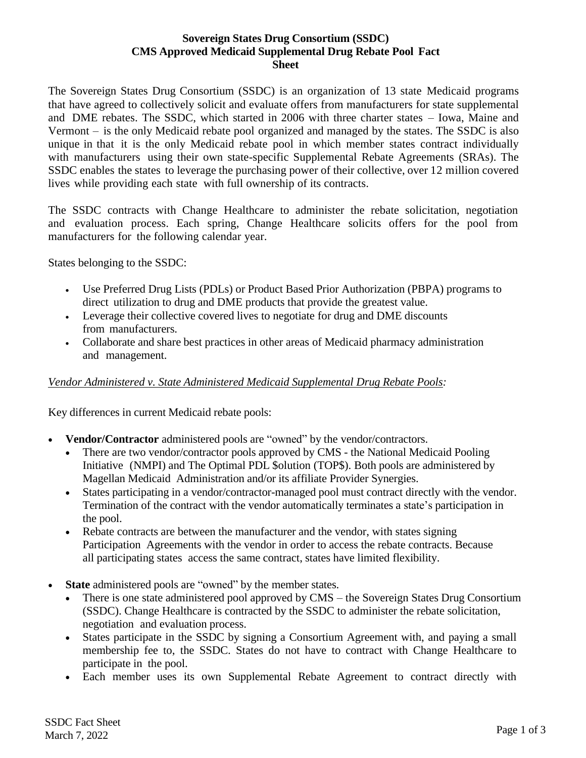# Sovereign States Drug Consortium (SSDC)
# CMS Approved Medicaid Supplemental Drug Rebate Pool Fact Sheet

The Sovereign States Drug Consortium (SSDC) is an organization of 13 state Medicaid programs that have agreed to collectively solicit and evaluate offers from manufacturers for state supplemental and DME rebates. The SSDC, which started in 2006 with three charter states – Iowa, Maine and Vermont – is the only Medicaid rebate pool organized and managed by the states. The SSDC is also unique in that it is the only Medicaid rebate pool in which member states contract individually with manufacturers using their own state-specific Supplemental Rebate Agreements (SRAs). The SSDC enables the states to leverage the purchasing power of their collective, over 12 million covered lives while providing each state with full ownership of its contracts.

The SSDC contracts with Change Healthcare to administer the rebate solicitation, negotiation and evaluation process. Each spring, Change Healthcare solicits offers for the pool from manufacturers for the following calendar year.

States belonging to the SSDC:

- Use Preferred Drug Lists (PDLs) or Product Based Prior Authorization (PBPA) programs to direct utilization to drug and DME products that provide the greatest value.
- Leverage their collective covered lives to negotiate for drug and DME discounts from manufacturers.
- Collaborate and share best practices in other areas of Medicaid pharmacy administration and management.

*Vendor Administered v. State Administered Medicaid Supplemental Drug Rebate Pools:*

Key differences in current Medicaid rebate pools:

- **Vendor/Contractor** administered pools are "owned" by the vendor/contractors.
  - There are two vendor/contractor pools approved by CMS - the National Medicaid Pooling Initiative (NMPI) and The Optimal PDL $olution (TOP$). Both pools are administered by Magellan Medicaid Administration and/or its affiliate Provider Synergies.
  - States participating in a vendor/contractor-managed pool must contract directly with the vendor. Termination of the contract with the vendor automatically terminates a state's participation in the pool.
  - Rebate contracts are between the manufacturer and the vendor, with states signing Participation Agreements with the vendor in order to access the rebate contracts. Because all participating states access the same contract, states have limited flexibility.
- **State** administered pools are "owned" by the member states.
  - There is one state administered pool approved by CMS – the Sovereign States Drug Consortium (SSDC). Change Healthcare is contracted by the SSDC to administer the rebate solicitation, negotiation and evaluation process.
  - States participate in the SSDC by signing a Consortium Agreement with, and paying a small membership fee to, the SSDC. States do not have to contract with Change Healthcare to participate in the pool.
  - Each member uses its own Supplemental Rebate Agreement to contract directly with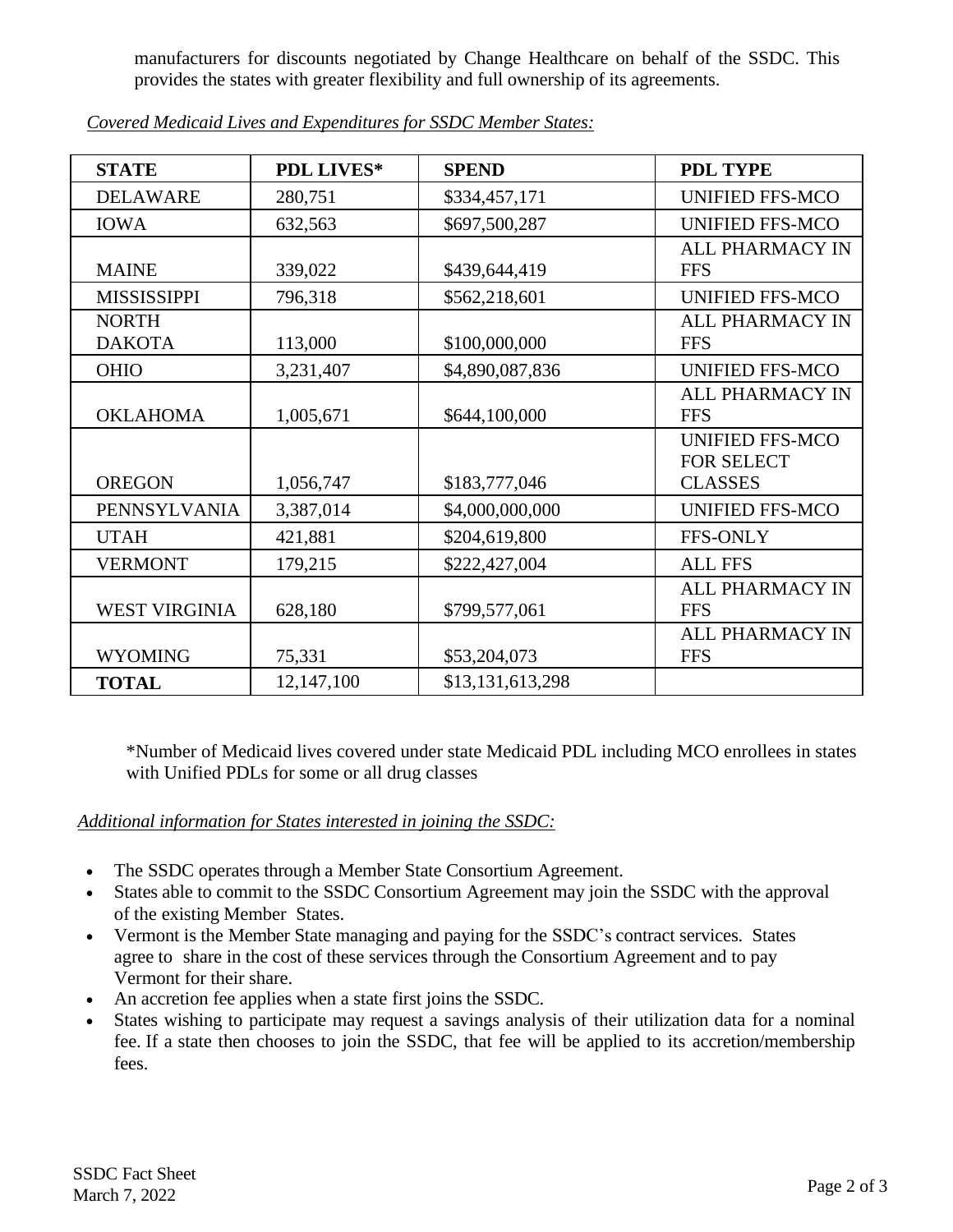manufacturers for discounts negotiated by Change Healthcare on behalf of the SSDC. This provides the states with greater flexibility and full ownership of its agreements.

*Covered Medicaid Lives and Expenditures for SSDC Member States:*

| STATE | PDL LIVES* | SPEND | PDL TYPE |
|---|---|---|---|
| DELAWARE | 280,751 | $334,457,171 | UNIFIED FFS-MCO |
| IOWA | 632,563 | $697,500,287 | UNIFIED FFS-MCO |
| MAINE | 339,022 | $439,644,419 | ALL PHARMACY IN FFS |
| MISSISSIPPI | 796,318 | $562,218,601 | UNIFIED FFS-MCO |
| NORTH DAKOTA | 113,000 | $100,000,000 | ALL PHARMACY IN FFS |
| OHIO | 3,231,407 | $4,890,087,836 | UNIFIED FFS-MCO |
| OKLAHOMA | 1,005,671 | $644,100,000 | ALL PHARMACY IN FFS |
| OREGON | 1,056,747 | $183,777,046 | UNIFIED FFS-MCO FOR SELECT CLASSES |
| PENNSYLVANIA | 3,387,014 | $4,000,000,000 | UNIFIED FFS-MCO |
| UTAH | 421,881 | $204,619,800 | FFS-ONLY |
| VERMONT | 179,215 | $222,427,004 | ALL FFS |
| WEST VIRGINIA | 628,180 | $799,577,061 | ALL PHARMACY IN FFS |
| WYOMING | 75,331 | $53,204,073 | ALL PHARMACY IN FFS |
| **TOTAL** | 12,147,100 | $13,131,613,298 | |

*Number of Medicaid lives covered under state Medicaid PDL including MCO enrollees in states with Unified PDLs for some or all drug classes

*Additional information for States interested in joining the SSDC:*

- The SSDC operates through a Member State Consortium Agreement.
- States able to commit to the SSDC Consortium Agreement may join the SSDC with the approval of the existing Member States.
- Vermont is the Member State managing and paying for the SSDC's contract services. States agree to share in the cost of these services through the Consortium Agreement and to pay Vermont for their share.
- An accretion fee applies when a state first joins the SSDC.
- States wishing to participate may request a savings analysis of their utilization data for a nominal fee. If a state then chooses to join the SSDC, that fee will be applied to its accretion/membership fees.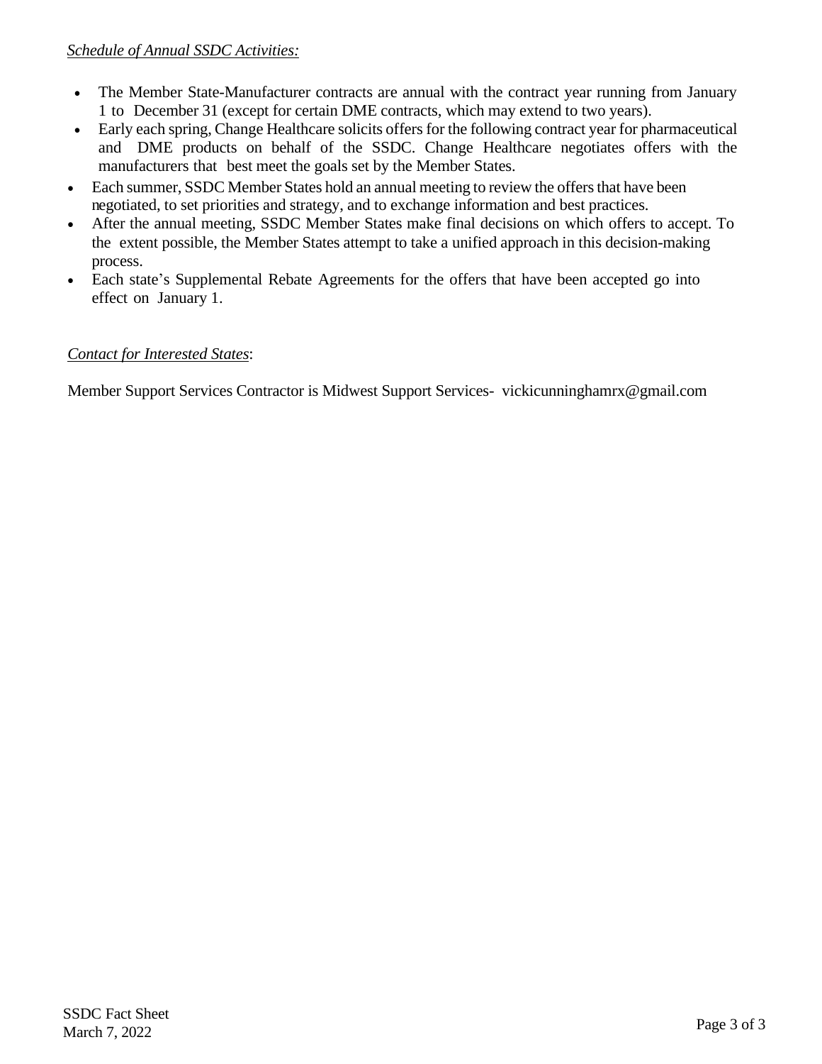*Schedule of Annual SSDC Activities:*

- The Member State-Manufacturer contracts are annual with the contract year running from January 1 to December 31 (except for certain DME contracts, which may extend to two years).
- Early each spring, Change Healthcare solicits offers for the following contract year for pharmaceutical and DME products on behalf of the SSDC. Change Healthcare negotiates offers with the manufacturers that best meet the goals set by the Member States.
- Each summer, SSDC Member States hold an annual meeting to review the offers that have been negotiated, to set priorities and strategy, and to exchange information and best practices.
- After the annual meeting, SSDC Member States make final decisions on which offers to accept. To the extent possible, the Member States attempt to take a unified approach in this decision-making process.
- Each state's Supplemental Rebate Agreements for the offers that have been accepted go into effect on January 1.

*Contact for Interested States*:

Member Support Services Contractor is Midwest Support Services- vickicunninghamrx@gmail.com

SSDC Fact Sheet
March 7, 2022